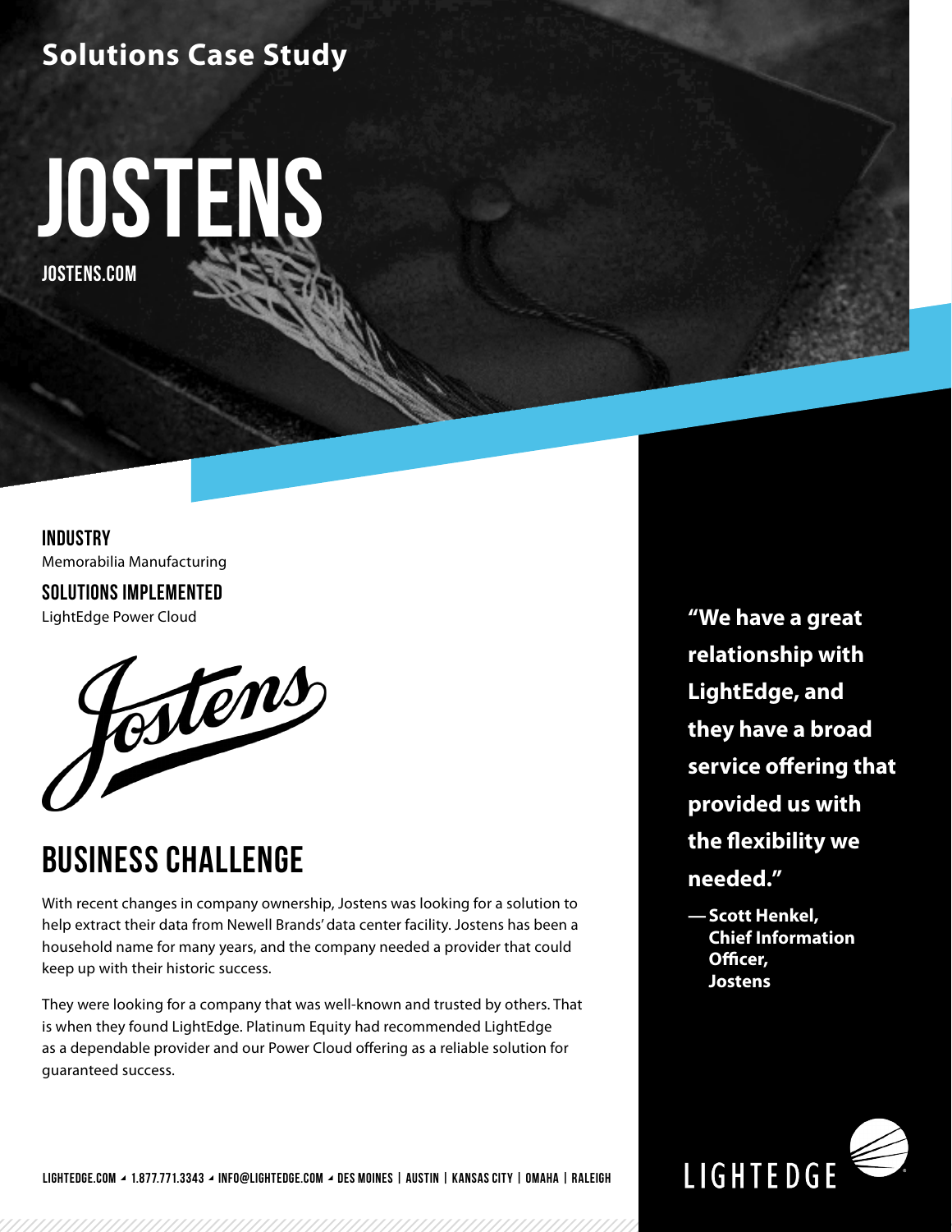## Solutions Case Study

# JOSTENS

JOSTENS.COM

**INDUSTRY**

Memorabilia Manufacturing

**SOLUTIONS IMPLEMENTED**

LightEdge Power Cloud

## BUSINESS CHALLENGE

With recent changes in company ownership, Jostens was looking for a solution to help extract their data from Newell Brands' data center facility. Jostens has been a household name for many years, and the company needed a provider that could keep up with their historic success.

They were looking for a company that was well-known and trusted by others. That is when they found LightEdge. Platinum Equity had recommended LightEdge as a dependable provider and our Power Cloud offering as a reliable solution for guaranteed success.

**"We have a great relationship with LightEdge, and they have a broad service offering that provided us with the flexibility we needed."**

**— Scott Henkel, Chief Information Officer, Jostens**

LIGHTEDGE.COM ◢ 1.877.771.3343 ◢ INFO@LIGHTEDGE.COM ◢ DES MOINES | AUSTIN | KANSAS CITY | OMAHA | RALEIGH

LIGHTEDGE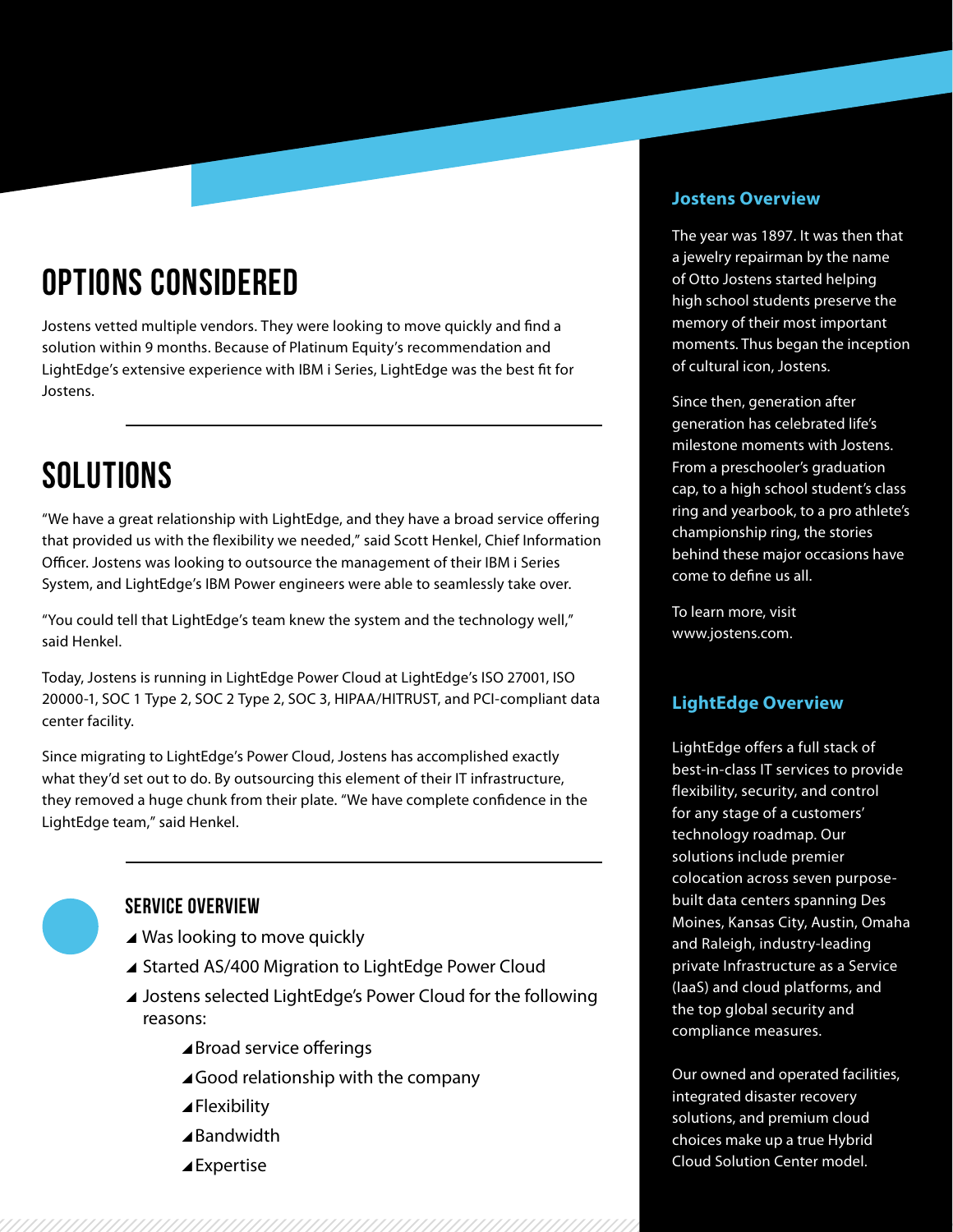# OPTIONS CONSIDERED

Jostens vetted multiple vendors. They were looking to move quickly and find a solution within 9 months. Because of Platinum Equity's recommendation and LightEdge's extensive experience with IBM i Series, LightEdge was the best fit for Jostens.

# SOLUTIONS

"We have a great relationship with LightEdge, and they have a broad service offering that provided us with the flexibility we needed," said Scott Henkel, Chief Information Officer. Jostens was looking to outsource the management of their IBM i Series System, and LightEdge's IBM Power engineers were able to seamlessly take over.

"You could tell that LightEdge's team knew the system and the technology well," said Henkel.

Today, Jostens is running in LightEdge Power Cloud at LightEdge's ISO 27001, ISO 20000-1, SOC 1 Type 2, SOC 2 Type 2, SOC 3, HIPAA/HITRUST, and PCI-compliant data center facility.

Since migrating to LightEdge's Power Cloud, Jostens has accomplished exactly what they'd set out to do. By outsourcing this element of their IT infrastructure, they removed a huge chunk from their plate. "We have complete confidence in the LightEdge team," said Henkel.

## SERVICE OVERVIEW

- Was looking to move quickly
- Started AS/400 Migration to LightEdge Power Cloud
- Jostens selected LightEdge's Power Cloud for the following reasons:
  - Broad service offerings
  - Good relationship with the company
  - Flexibility
  - Bandwidth
  - Expertise

### Jostens Overview

The year was 1897. It was then that a jewelry repairman by the name of Otto Jostens started helping high school students preserve the memory of their most important moments. Thus began the inception of cultural icon, Jostens.

Since then, generation after generation has celebrated life's milestone moments with Jostens. From a preschooler's graduation cap, to a high school student's class ring and yearbook, to a pro athlete's championship ring, the stories behind these major occasions have come to define us all.

To learn more, visit www.jostens.com.

### LightEdge Overview

LightEdge offers a full stack of best-in-class IT services to provide flexibility, security, and control for any stage of a customers' technology roadmap. Our solutions include premier colocation across seven purpose-built data centers spanning Des Moines, Kansas City, Austin, Omaha and Raleigh, industry-leading private Infrastructure as a Service (IaaS) and cloud platforms, and the top global security and compliance measures.

Our owned and operated facilities, integrated disaster recovery solutions, and premium cloud choices make up a true Hybrid Cloud Solution Center model.